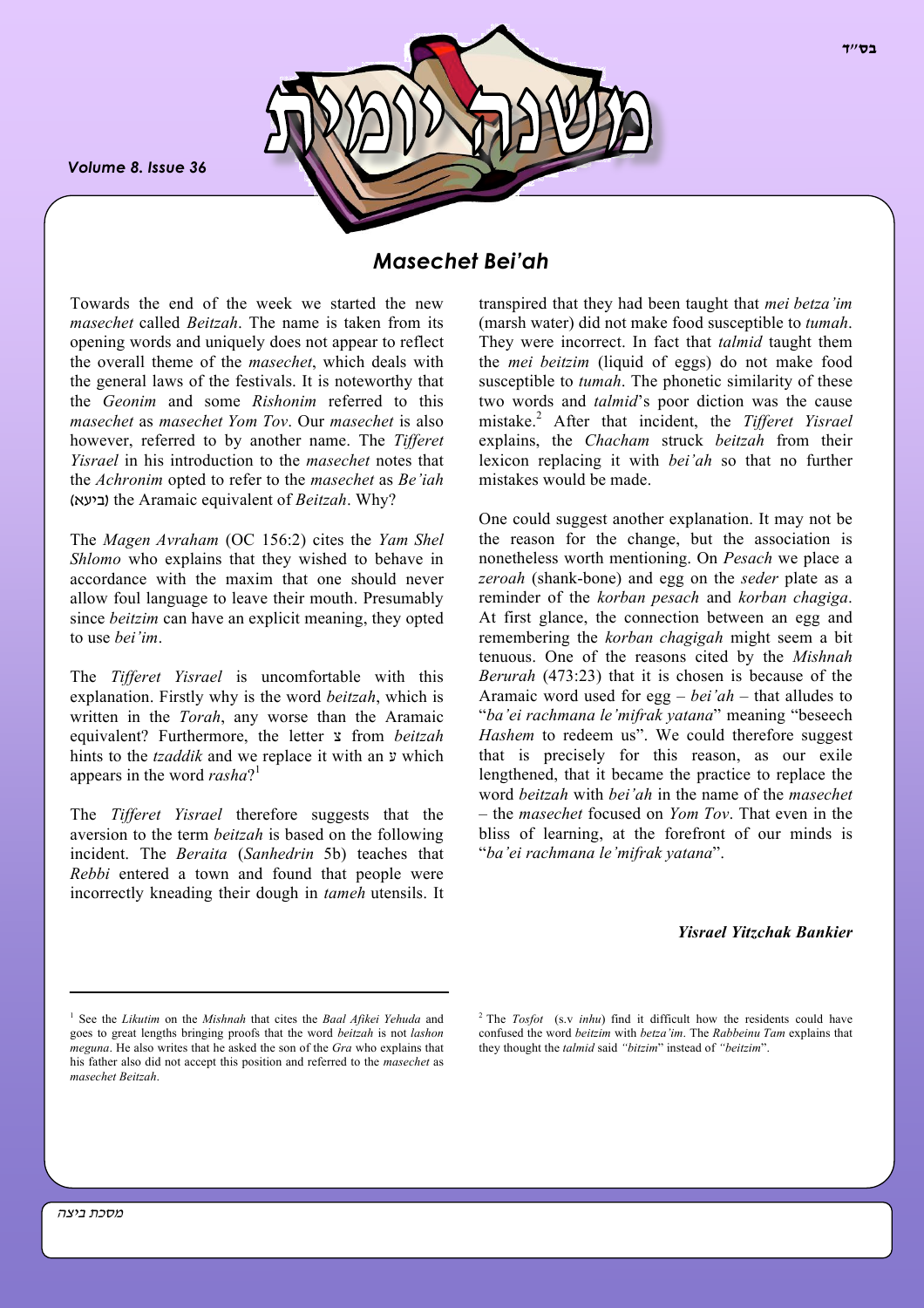## Masechet Bei'ah

Towards the end of the week we started the new *masechet* called *Beitzah*. The name is taken from its opening words and uniquely does not appear to reflect the overall theme of the *masechet*, which deals with the general laws of the festivals. It is noteworthy that the *Geonim* and some *Rishonim* referred to this *masechet* as *masechet Yom Tov*. Our *masechet* is also however, referred to by another name. The *Tifferet Yisrael* in his introduction to the *masechet* notes that the *Achronim* opted to refer to the *masechet* as *Be'iah* (ביעא) the Aramaic equivalent of *Beitzah*. Why?

The *Magen Avraham* (OC 156:2) cites the *Yam Shel Shlomo* who explains that they wished to behave in accordance with the maxim that one should never allow foul language to leave their mouth. Presumably since *beitzim* can have an explicit meaning, they opted to use *bei'im*.

The *Tifferet Yisrael* is uncomfortable with this explanation. Firstly why is the word *beitzah*, which is written in the *Torah*, any worse than the Aramaic equivalent? Furthermore, the letter צ from *beitzah* hints to the *tzaddik* and we replace it with an ע which appears in the word *rasha*?[1]

The *Tifferet Yisrael* therefore suggests that the aversion to the term *beitzah* is based on the following incident. The *Beraita* (*Sanhedrin* 5b) teaches that *Rebbi* entered a town and found that people were incorrectly kneading their dough in *tameh* utensils. It transpired that they had been taught that *mei betza'im* (marsh water) did not make food susceptible to *tumah*. They were incorrect. In fact that *talmid* taught them the *mei beitzim* (liquid of eggs) do not make food susceptible to *tumah*. The phonetic similarity of these two words and *talmid*'s poor diction was the cause mistake.[2] After that incident, the *Tifferet Yisrael* explains, the *Chacham* struck *beitzah* from their lexicon replacing it with *bei'ah* so that no further mistakes would be made.

One could suggest another explanation. It may not be the reason for the change, but the association is nonetheless worth mentioning. On *Pesach* we place a *zeroah* (shank-bone) and egg on the *seder* plate as a reminder of the *korban pesach* and *korban chagiga*. At first glance, the connection between an egg and remembering the *korban chagigah* might seem a bit tenuous. One of the reasons cited by the *Mishnah Berurah* (473:23) that it is chosen is because of the Aramaic word used for egg – *bei'ah* – that alludes to "*ba'ei rachmana le'mifrak yatana*" meaning "beseech *Hashem* to redeem us". We could therefore suggest that is precisely for this reason, as our exile lengthened, that it became the practice to replace the word *beitzah* with *bei'ah* in the name of the *masechet* – the *masechet* focused on *Yom Tov*. That even in the bliss of learning, at the forefront of our minds is "*ba'ei rachmana le'mifrak yatana*".

***Yisrael Yitzchak Bankier***

---

[1] See the *Likutim* on the *Mishnah* that cites the *Baal Afikei Yehuda* and goes to great lengths bringing proofs that the word *beitzah* is not *lashon meguna*. He also writes that he asked the son of the *Gra* who explains that his father also did not accept this position and referred to the *masechet* as *masechet Beitzah*.

[2] The *Tosfot* (s.v *inhu*) find it difficult how the residents could have confused the word *beitzim* with *betza'im*. The *Rabbeinu Tam* explains that they thought the *talmid* said *"bitzim*" instead of *"beitzim*".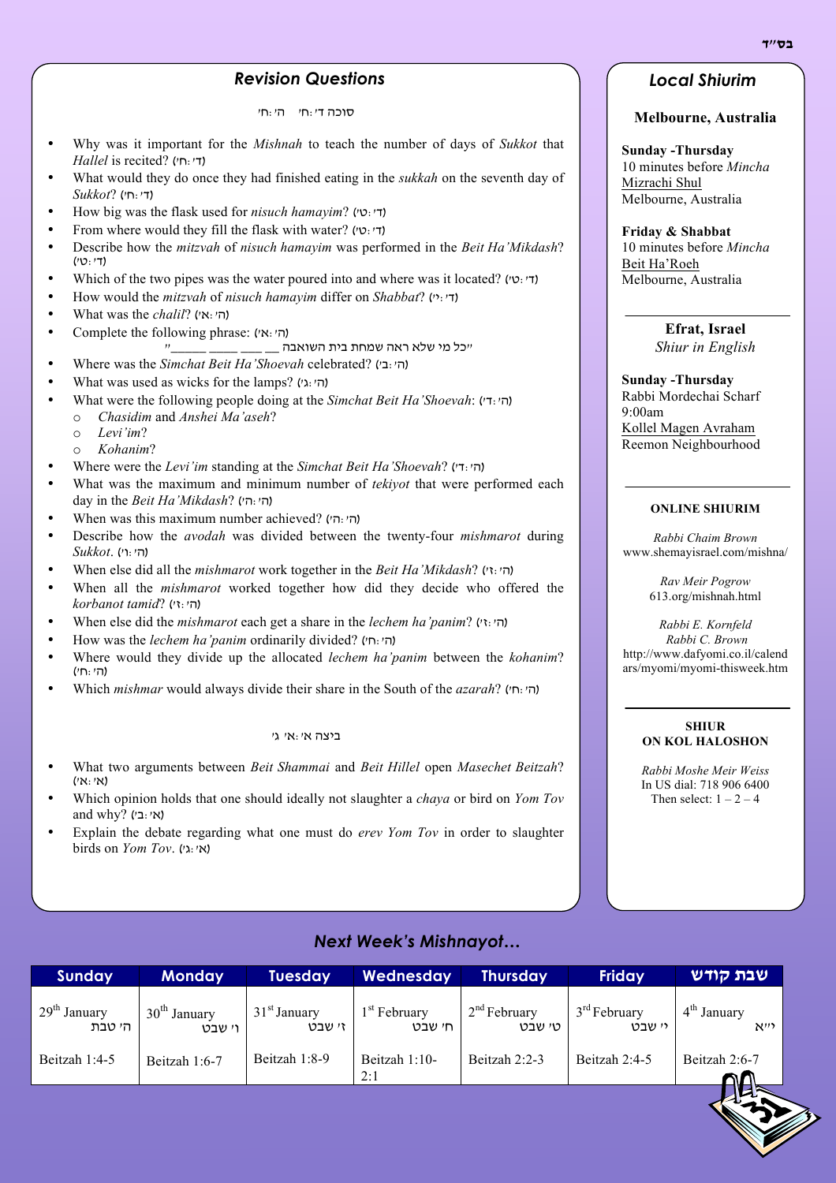בס"ד

## *Revision Questions*

סוכה ד':ח' ה':ח'

- Why was it important for the *Mishnah* to teach the number of days of *Sukkot* that *Hallel* is recited? (ד':ח')
- What would they do once they had finished eating in the *sukkah* on the seventh day of *Sukkot*? (ד':ח')
- How big was the flask used for *nisuch hamayim*? (ד':ט')
- From where would they fill the flask with water? (ד':ט')
- Describe how the *mitzvah* of *nisuch hamayim* was performed in the *Beit Ha'Mikdash*? (ד':ט')
- Which of the two pipes was the water poured into and where was it located? (ד':ט')
- How would the *mitzvah* of *nisuch hamayim* differ on *Shabbat*? (ד':י')
- What was the *chalil*? (ה':א')
- Complete the following phrase: (ה':א')
  "כל מי שלא ראה שמחת בית השואבה __ ___ ____ ____ _____"
- Where was the *Simchat Beit Ha'Shoevah* celebrated? (ה':ב')
- What was used as wicks for the lamps? (ה':ג')
- What were the following people doing at the *Simchat Beit Ha'Shoevah*: (ה':ד')
  - *Chasidim* and *Anshei Ma'aseh*?
  - *Levi'im*?
  - *Kohanim*?
- Where were the *Levi'im* standing at the *Simchat Beit Ha'Shoevah*? (ה':ד')
- What was the maximum and minimum number of *tekiyot* that were performed each day in the *Beit Ha'Mikdash*? (ה':ה')
- When was this maximum number achieved? (ה':ה')
- Describe how the *avodah* was divided between the twenty-four *mishmarot* during *Sukkot*. (ה':ו')
- When else did all the *mishmarot* work together in the *Beit Ha'Mikdash*? (ה':ז')
- When all the *mishmarot* worked together how did they decide who offered the *korbanot tamid*? (ה':ז')
- When else did the *mishmarot* each get a share in the *lechem ha'panim*? (ה':ז')
- How was the *lechem ha'panim* ordinarily divided? (ה':ח')
- Where would they divide up the allocated *lechem ha'panim* between the *kohanim*? (ה':ח')
- Which *mishmar* would always divide their share in the South of the *azarah*? (ה':ח')

ביצה א':א' ג'

- What two arguments between *Beit Shammai* and *Beit Hillel* open *Masechet Beitzah*? (א':א')
- Which opinion holds that one should ideally not slaughter a *chaya* or bird on *Yom Tov* and why? (א':ב')
- Explain the debate regarding what one must do *erev Yom Tov* in order to slaughter birds on *Yom Tov*. (א':ג')

## *Local Shiurim*

**Melbourne, Australia**

**Sunday -Thursday**
10 minutes before *Mincha*
Mizrachi Shul
Melbourne, Australia

**Friday & Shabbat**
10 minutes before *Mincha*
Beit Ha'Roeh
Melbourne, Australia

**Efrat, Israel**
*Shiur in English*

**Sunday -Thursday**
Rabbi Mordechai Scharf
9:00am
Kollel Magen Avraham
Reemon Neighbourhood

**ONLINE SHIURIM**

*Rabbi Chaim Brown*
www.shemayisrael.com/mishna/

*Rav Meir Pogrow*
613.org/mishnah.html

*Rabbi E. Kornfeld*
*Rabbi C. Brown*
http://www.dafyomi.co.il/calendars/myomi/myomi-thisweek.htm

**SHIUR ON KOL HALOSHON**

*Rabbi Moshe Meir Weiss*
In US dial: 718 906 6400
Then select: 1 – 2 – 4

## *Next Week's Mishnayot…*

| Sunday | Monday | Tuesday | Wednesday | Thursday | Friday | שבת קודש |
|---|---|---|---|---|---|---|
| 29th January ה' טבת | 30th January ו' שבט | 31st January ז' שבט | 1st February ח' שבט | 2nd February ט' שבט | 3rd February י' שבט | 4th January י"א |
| Beitzah 1:4-5 | Beitzah 1:6-7 | Beitzah 1:8-9 | Beitzah 1:10-2:1 | Beitzah 2:2-3 | Beitzah 2:4-5 | Beitzah 2:6-7 |